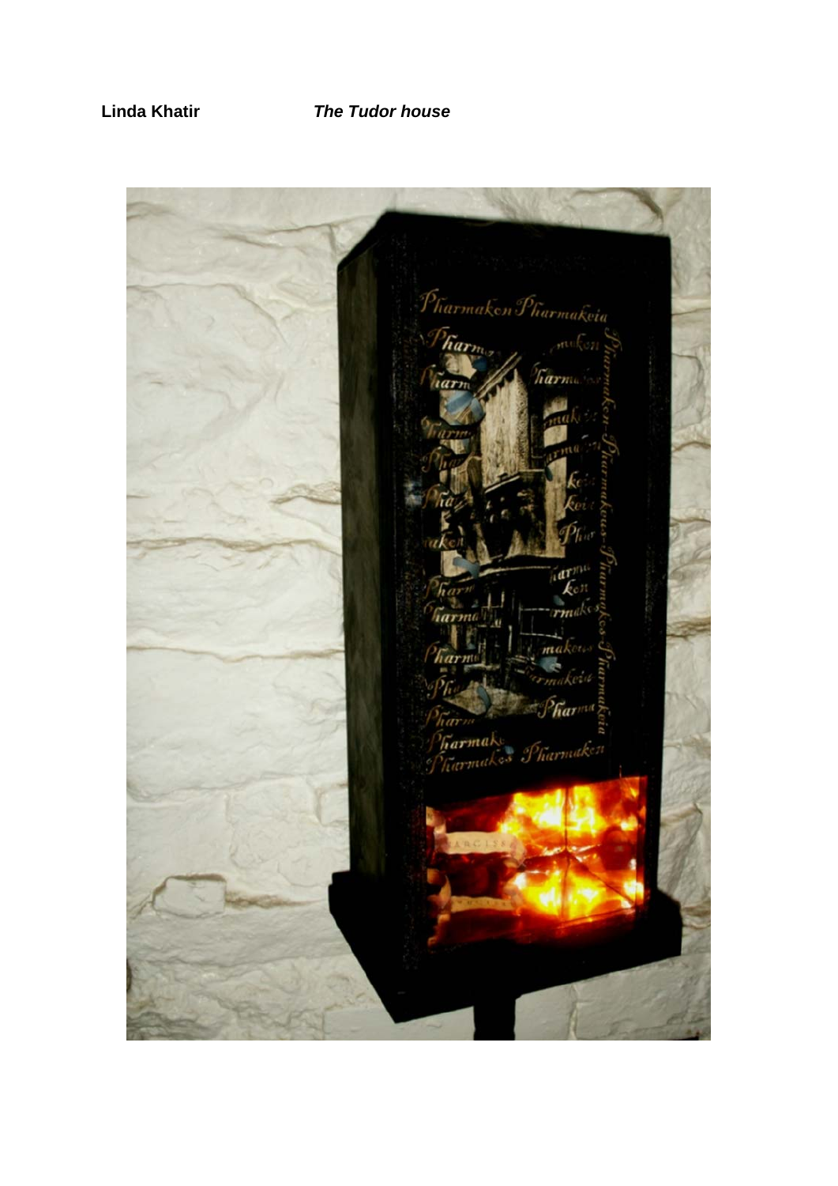**Linda Khatir** ***The Tudor house***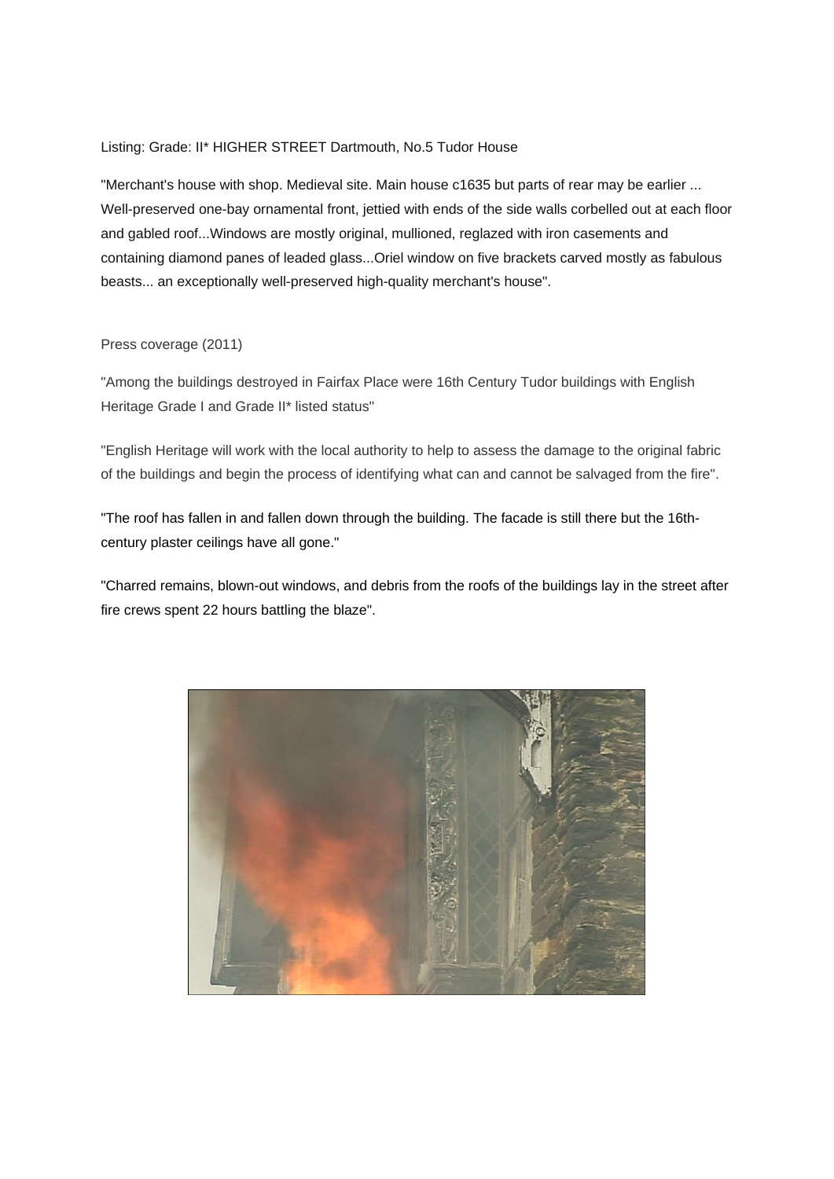Listing: Grade: II* HIGHER STREET Dartmouth, No.5 Tudor House

"Merchant's house with shop. Medieval site. Main house c1635 but parts of rear may be earlier ... Well-preserved one-bay ornamental front, jettied with ends of the side walls corbelled out at each floor and gabled roof...Windows are mostly original, mullioned, reglazed with iron casements and containing diamond panes of leaded glass...Oriel window on five brackets carved mostly as fabulous beasts... an exceptionally well-preserved high-quality merchant's house".

Press coverage (2011)

"Among the buildings destroyed in Fairfax Place were 16th Century Tudor buildings with English Heritage Grade I and Grade II* listed status"

"English Heritage will work with the local authority to help to assess the damage to the original fabric of the buildings and begin the process of identifying what can and cannot be salvaged from the fire".

"The roof has fallen in and fallen down through the building. The facade is still there but the 16th-century plaster ceilings have all gone."

"Charred remains, blown-out windows, and debris from the roofs of the buildings lay in the street after fire crews spent 22 hours battling the blaze".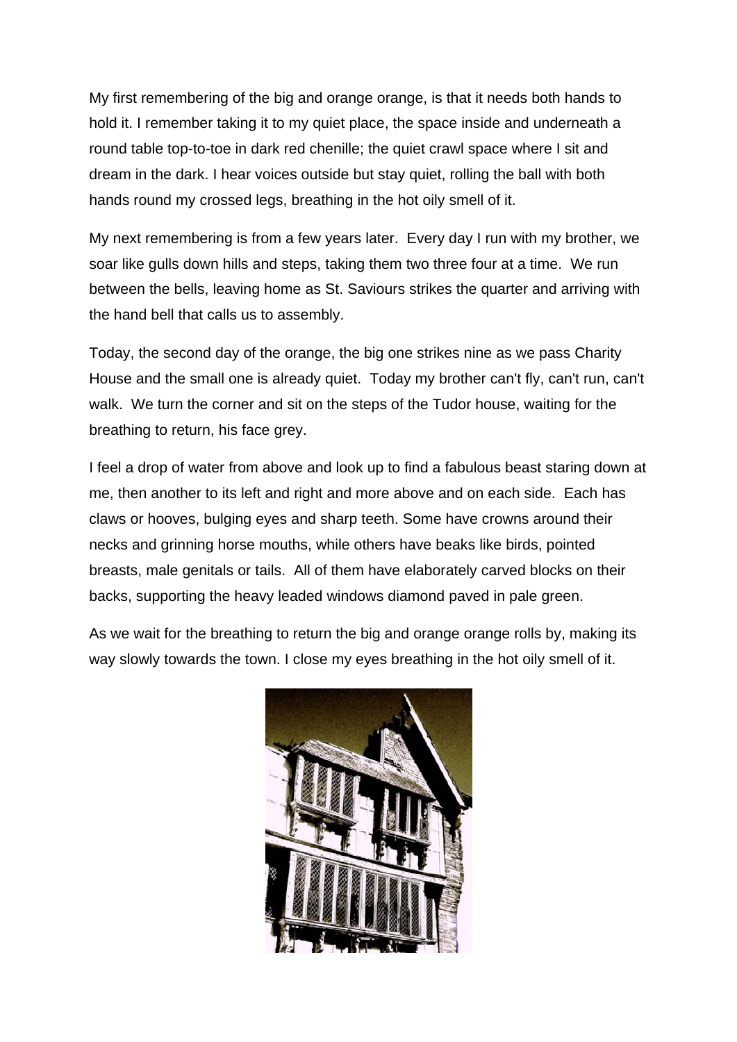My first remembering of the big and orange orange, is that it needs both hands to hold it. I remember taking it to my quiet place, the space inside and underneath a round table top-to-toe in dark red chenille; the quiet crawl space where I sit and dream in the dark. I hear voices outside but stay quiet, rolling the ball with both hands round my crossed legs, breathing in the hot oily smell of it.

My next remembering is from a few years later. Every day I run with my brother, we soar like gulls down hills and steps, taking them two three four at a time. We run between the bells, leaving home as St. Saviours strikes the quarter and arriving with the hand bell that calls us to assembly.

Today, the second day of the orange, the big one strikes nine as we pass Charity House and the small one is already quiet. Today my brother can't fly, can't run, can't walk. We turn the corner and sit on the steps of the Tudor house, waiting for the breathing to return, his face grey.

I feel a drop of water from above and look up to find a fabulous beast staring down at me, then another to its left and right and more above and on each side. Each has claws or hooves, bulging eyes and sharp teeth. Some have crowns around their necks and grinning horse mouths, while others have beaks like birds, pointed breasts, male genitals or tails. All of them have elaborately carved blocks on their backs, supporting the heavy leaded windows diamond paved in pale green.

As we wait for the breathing to return the big and orange orange rolls by, making its way slowly towards the town. I close my eyes breathing in the hot oily smell of it.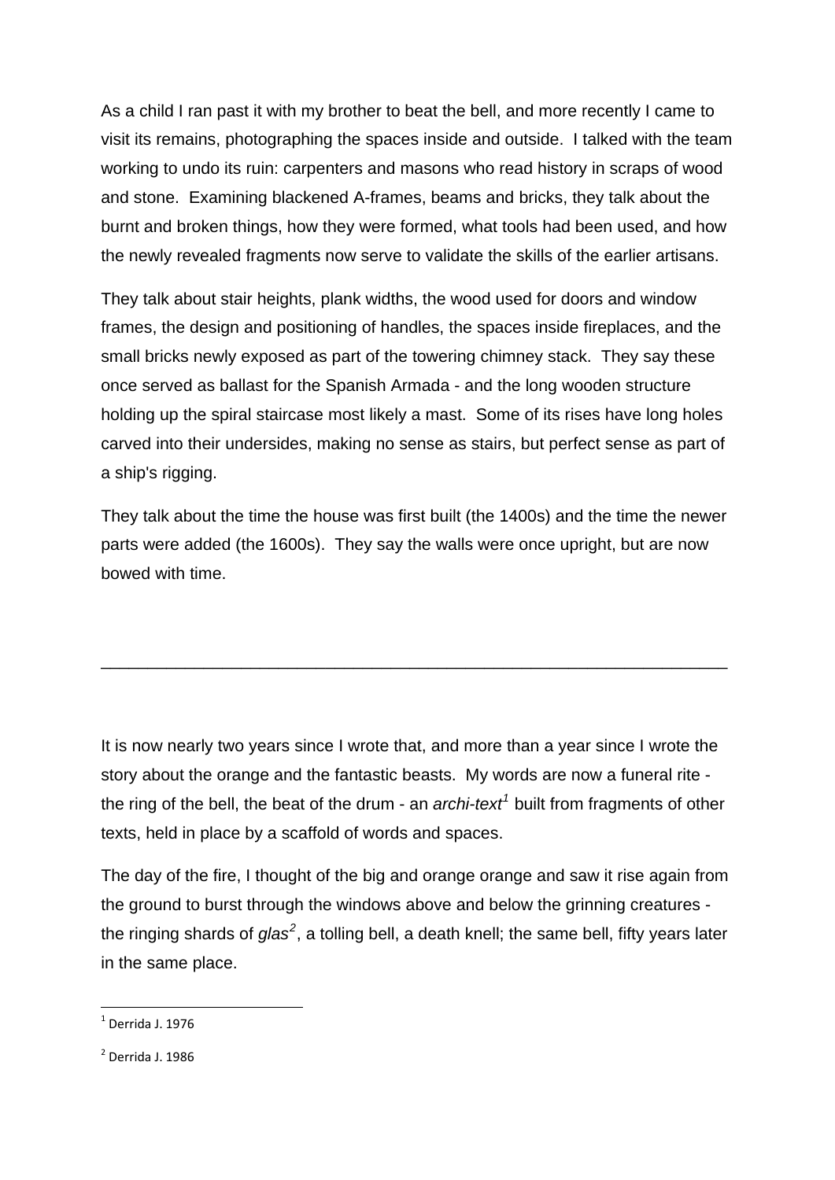As a child I ran past it with my brother to beat the bell, and more recently I came to visit its remains, photographing the spaces inside and outside. I talked with the team working to undo its ruin: carpenters and masons who read history in scraps of wood and stone. Examining blackened A-frames, beams and bricks, they talk about the burnt and broken things, how they were formed, what tools had been used, and how the newly revealed fragments now serve to validate the skills of the earlier artisans.

They talk about stair heights, plank widths, the wood used for doors and window frames, the design and positioning of handles, the spaces inside fireplaces, and the small bricks newly exposed as part of the towering chimney stack. They say these once served as ballast for the Spanish Armada - and the long wooden structure holding up the spiral staircase most likely a mast. Some of its rises have long holes carved into their undersides, making no sense as stairs, but perfect sense as part of a ship's rigging.

They talk about the time the house was first built (the 1400s) and the time the newer parts were added (the 1600s). They say the walls were once upright, but are now bowed with time.

---

It is now nearly two years since I wrote that, and more than a year since I wrote the story about the orange and the fantastic beasts. My words are now a funeral rite - the ring of the bell, the beat of the drum - an *archi-text*[1] built from fragments of other texts, held in place by a scaffold of words and spaces.

The day of the fire, I thought of the big and orange orange and saw it rise again from the ground to burst through the windows above and below the grinning creatures - the ringing shards of *glas*[2], a tolling bell, a death knell; the same bell, fifty years later in the same place.

[1] Derrida J. 1976

[2] Derrida J. 1986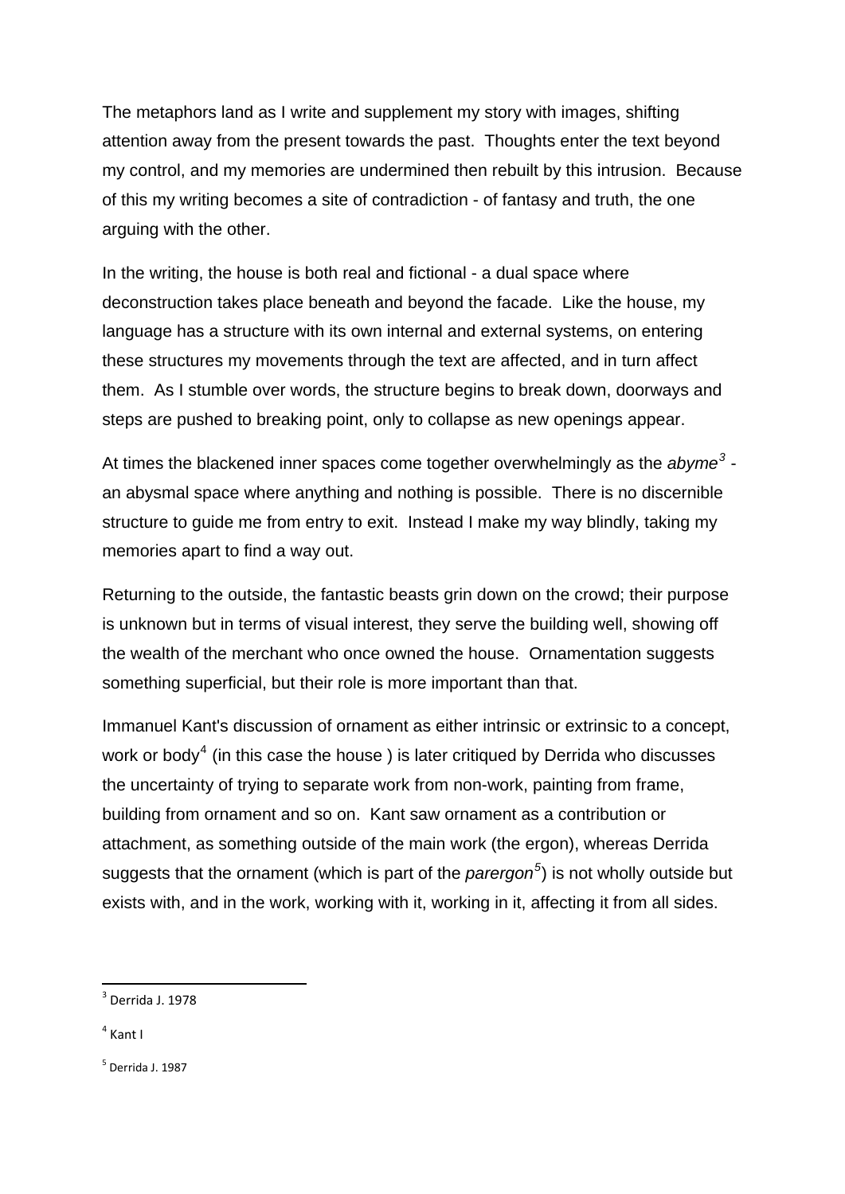The metaphors land as I write and supplement my story with images, shifting attention away from the present towards the past. Thoughts enter the text beyond my control, and my memories are undermined then rebuilt by this intrusion. Because of this my writing becomes a site of contradiction - of fantasy and truth, the one arguing with the other.

In the writing, the house is both real and fictional - a dual space where deconstruction takes place beneath and beyond the facade. Like the house, my language has a structure with its own internal and external systems, on entering these structures my movements through the text are affected, and in turn affect them. As I stumble over words, the structure begins to break down, doorways and steps are pushed to breaking point, only to collapse as new openings appear.

At times the blackened inner spaces come together overwhelmingly as the *abyme*[3] - an abysmal space where anything and nothing is possible. There is no discernible structure to guide me from entry to exit. Instead I make my way blindly, taking my memories apart to find a way out.

Returning to the outside, the fantastic beasts grin down on the crowd; their purpose is unknown but in terms of visual interest, they serve the building well, showing off the wealth of the merchant who once owned the house. Ornamentation suggests something superficial, but their role is more important than that.

Immanuel Kant's discussion of ornament as either intrinsic or extrinsic to a concept, work or body[4] (in this case the house ) is later critiqued by Derrida who discusses the uncertainty of trying to separate work from non-work, painting from frame, building from ornament and so on. Kant saw ornament as a contribution or attachment, as something outside of the main work (the ergon), whereas Derrida suggests that the ornament (which is part of the *parergon*[5]) is not wholly outside but exists with, and in the work, working with it, working in it, affecting it from all sides.

---

[3] Derrida J. 1978

[4] Kant I

[5] Derrida J. 1987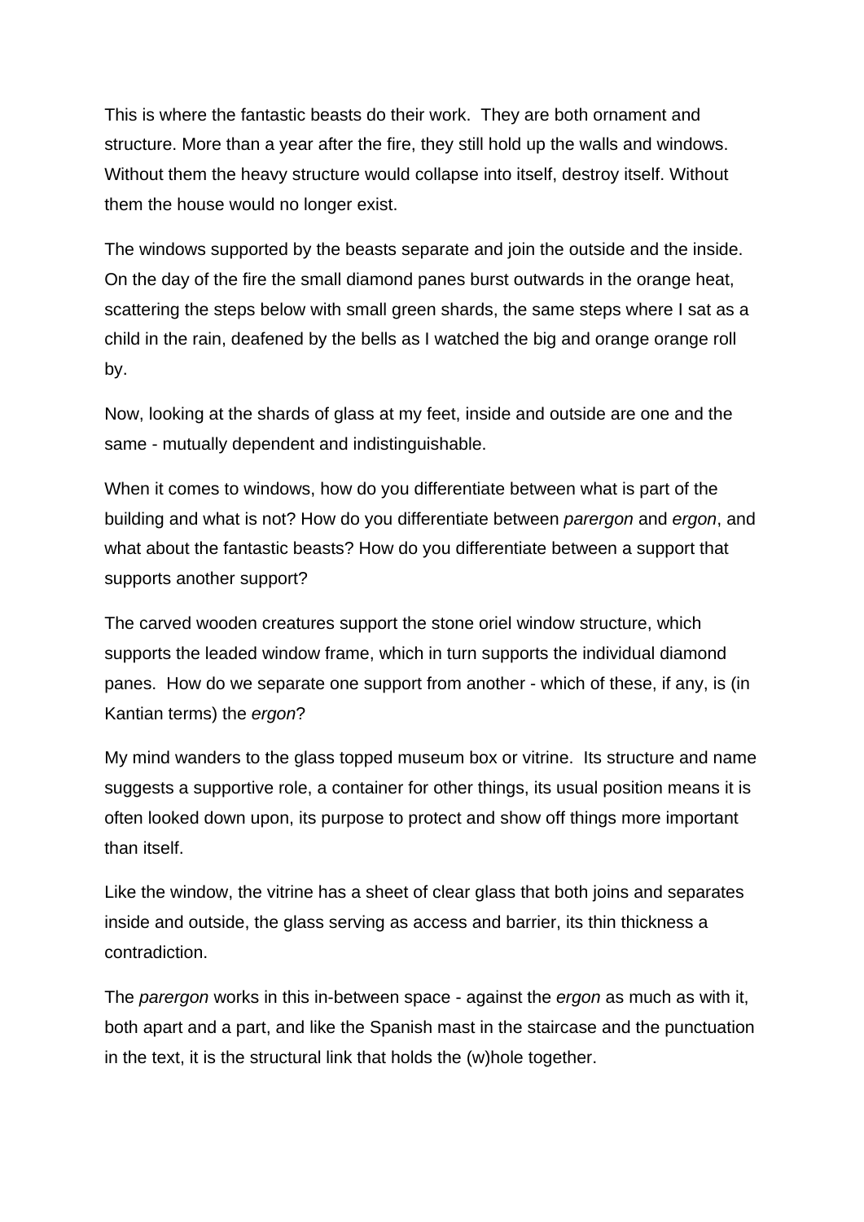This is where the fantastic beasts do their work.  They are both ornament and structure. More than a year after the fire, they still hold up the walls and windows. Without them the heavy structure would collapse into itself, destroy itself. Without them the house would no longer exist.

The windows supported by the beasts separate and join the outside and the inside. On the day of the fire the small diamond panes burst outwards in the orange heat, scattering the steps below with small green shards, the same steps where I sat as a child in the rain, deafened by the bells as I watched the big and orange orange roll by.

Now, looking at the shards of glass at my feet, inside and outside are one and the same - mutually dependent and indistinguishable.

When it comes to windows, how do you differentiate between what is part of the building and what is not? How do you differentiate between *parergon* and *ergon*, and what about the fantastic beasts? How do you differentiate between a support that supports another support?

The carved wooden creatures support the stone oriel window structure, which supports the leaded window frame, which in turn supports the individual diamond panes.  How do we separate one support from another - which of these, if any, is (in Kantian terms) the *ergon*?

My mind wanders to the glass topped museum box or vitrine.  Its structure and name suggests a supportive role, a container for other things, its usual position means it is often looked down upon, its purpose to protect and show off things more important than itself.

Like the window, the vitrine has a sheet of clear glass that both joins and separates inside and outside, the glass serving as access and barrier, its thin thickness a contradiction.

The *parergon* works in this in-between space - against the *ergon* as much as with it, both apart and a part, and like the Spanish mast in the staircase and the punctuation in the text, it is the structural link that holds the (w)hole together.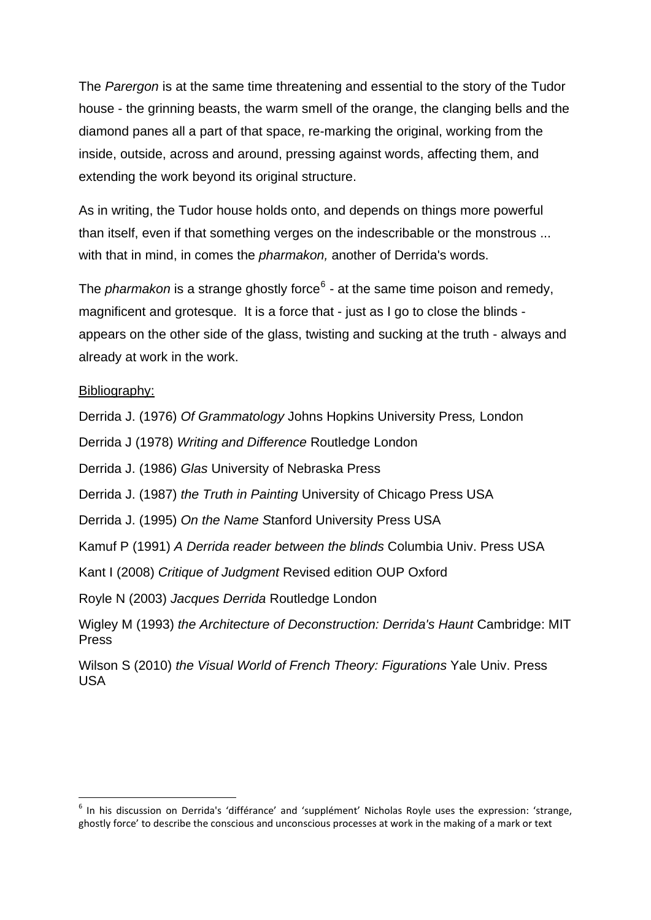The *Parergon* is at the same time threatening and essential to the story of the Tudor house - the grinning beasts, the warm smell of the orange, the clanging bells and the diamond panes all a part of that space, re-marking the original, working from the inside, outside, across and around, pressing against words, affecting them, and extending the work beyond its original structure.

As in writing, the Tudor house holds onto, and depends on things more powerful than itself, even if that something verges on the indescribable or the monstrous ... with that in mind, in comes the *pharmakon,* another of Derrida's words.

The *pharmakon* is a strange ghostly force[6] - at the same time poison and remedy, magnificent and grotesque. It is a force that - just as I go to close the blinds - appears on the other side of the glass, twisting and sucking at the truth - always and already at work in the work.

<u>Bibliography:</u>

Derrida J. (1976) *Of Grammatology* Johns Hopkins University Press*,* London

Derrida J (1978) *Writing and Difference* Routledge London

Derrida J. (1986) *Glas* University of Nebraska Press

Derrida J. (1987) *the Truth in Painting* University of Chicago Press USA

Derrida J. (1995) *On the Name S*tanford University Press USA

Kamuf P (1991) *A Derrida reader between the blinds* Columbia Univ. Press USA

Kant I (2008) *Critique of Judgment* Revised edition OUP Oxford

Royle N (2003) *Jacques Derrida* Routledge London

Wigley M (1993) *the Architecture of Deconstruction: Derrida's Haunt* Cambridge: MIT Press

Wilson S (2010) *the Visual World of French Theory: Figurations* Yale Univ. Press USA

---

[6] In his discussion on Derrida's 'différance' and 'supplément' Nicholas Royle uses the expression: 'strange, ghostly force' to describe the conscious and unconscious processes at work in the making of a mark or text